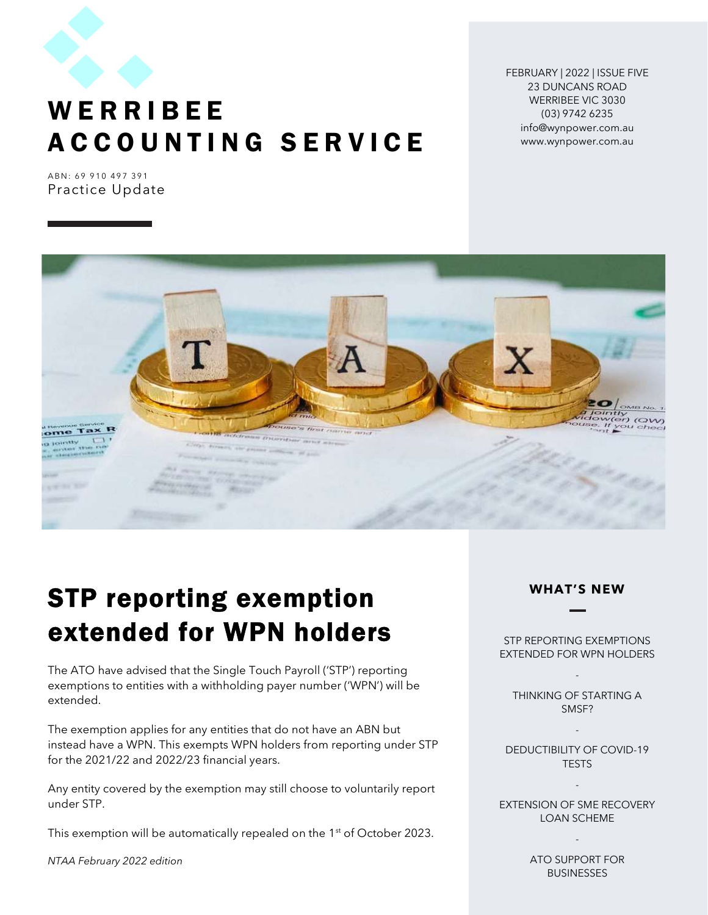# WERRIBEE ACCOUNTING SERVICE

ABN: 69 910 497 391

Practice Update

FEBRUARY | 2022 | ISSUE FIVE
23 DUNCANS ROAD
WERRIBEE VIC 3030
(03) 9742 6235
info@wynpower.com.au
www.wynpower.com.au

## STP reporting exemption extended for WPN holders

The ATO have advised that the Single Touch Payroll ('STP') reporting exemptions to entities with a withholding payer number ('WPN') will be extended.

The exemption applies for any entities that do not have an ABN but instead have a WPN. This exempts WPN holders from reporting under STP for the 2021/22 and 2022/23 financial years.

Any entity covered by the exemption may still choose to voluntarily report under STP.

This exemption will be automatically repealed on the 1st of October 2023.

*NTAA February 2022 edition*

### WHAT'S NEW

STP REPORTING EXEMPTIONS EXTENDED FOR WPN HOLDERS

-

THINKING OF STARTING A SMSF?

-

DEDUCTIBILITY OF COVID-19 TESTS

-

EXTENSION OF SME RECOVERY LOAN SCHEME

-

ATO SUPPORT FOR BUSINESSES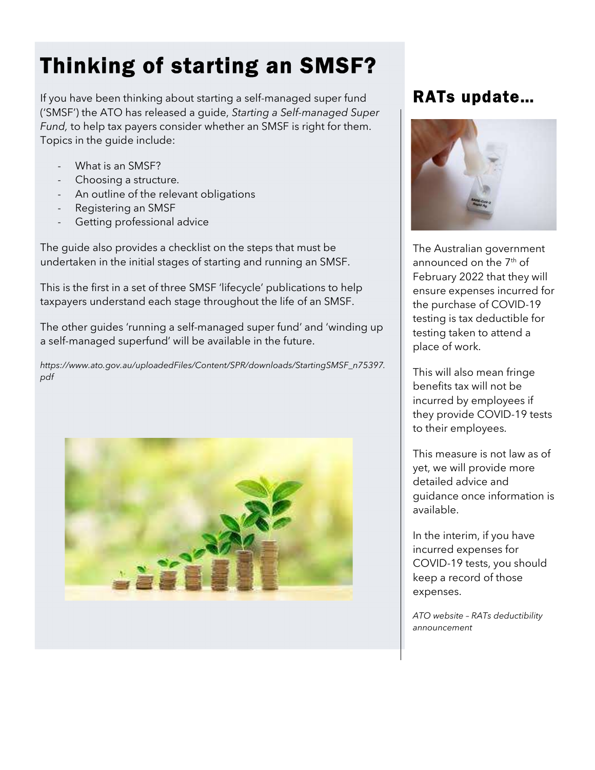# Thinking of starting an SMSF?

If you have been thinking about starting a self-managed super fund ('SMSF') the ATO has released a guide, *Starting a Self-managed Super Fund,* to help tax payers consider whether an SMSF is right for them. Topics in the guide include:

- What is an SMSF?
- Choosing a structure.
- An outline of the relevant obligations
- Registering an SMSF
- Getting professional advice

The guide also provides a checklist on the steps that must be undertaken in the initial stages of starting and running an SMSF.

This is the first in a set of three SMSF 'lifecycle' publications to help taxpayers understand each stage throughout the life of an SMSF.

The other guides 'running a self-managed super fund' and 'winding up a self-managed superfund' will be available in the future.

*https://www.ato.gov.au/uploadedFiles/Content/SPR/downloads/StartingSMSF_n75397.pdf*

# RATs update…

The Australian government announced on the 7th of February 2022 that they will ensure expenses incurred for the purchase of COVID-19 testing is tax deductible for testing taken to attend a place of work.

This will also mean fringe benefits tax will not be incurred by employees if they provide COVID-19 tests to their employees.

This measure is not law as of yet, we will provide more detailed advice and guidance once information is available.

In the interim, if you have incurred expenses for COVID-19 tests, you should keep a record of those expenses.

*ATO website – RATs deductibility announcement*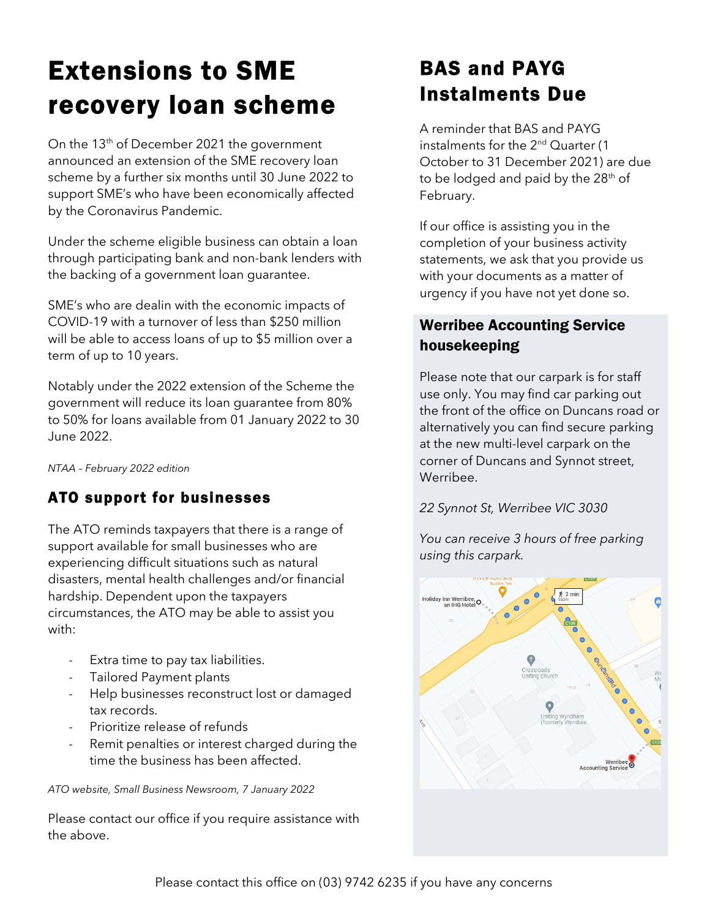# Extensions to SME recovery loan scheme

On the 13th of December 2021 the government announced an extension of the SME recovery loan scheme by a further six months until 30 June 2022 to support SME's who have been economically affected by the Coronavirus Pandemic.

Under the scheme eligible business can obtain a loan through participating bank and non-bank lenders with the backing of a government loan guarantee.

SME's who are dealin with the economic impacts of COVID-19 with a turnover of less than $250 million will be able to access loans of up to $5 million over a term of up to 10 years.

Notably under the 2022 extension of the Scheme the government will reduce its loan guarantee from 80% to 50% for loans available from 01 January 2022 to 30 June 2022.

*NTAA – February 2022 edition*

## ATO support for businesses

The ATO reminds taxpayers that there is a range of support available for small businesses who are experiencing difficult situations such as natural disasters, mental health challenges and/or financial hardship. Dependent upon the taxpayers circumstances, the ATO may be able to assist you with:

- Extra time to pay tax liabilities.
- Tailored Payment plants
- Help businesses reconstruct lost or damaged tax records.
- Prioritize release of refunds
- Remit penalties or interest charged during the time the business has been affected.

*ATO website, Small Business Newsroom, 7 January 2022*

Please contact our office if you require assistance with the above.

# BAS and PAYG Instalments Due

A reminder that BAS and PAYG instalments for the 2nd Quarter (1 October to 31 December 2021) are due to be lodged and paid by the 28th of February.

If our office is assisting you in the completion of your business activity statements, we ask that you provide us with your documents as a matter of urgency if you have not yet done so.

## Werribee Accounting Service housekeeping

Please note that our carpark is for staff use only. You may find car parking out the front of the office on Duncans road or alternatively you can find secure parking at the new multi-level carpark on the corner of Duncans and Synnot street, Werribee.

*22 Synnot St, Werribee VIC 3030*

*You can receive 3 hours of free parking using this carpark.*

Please contact this office on (03) 9742 6235 if you have any concerns